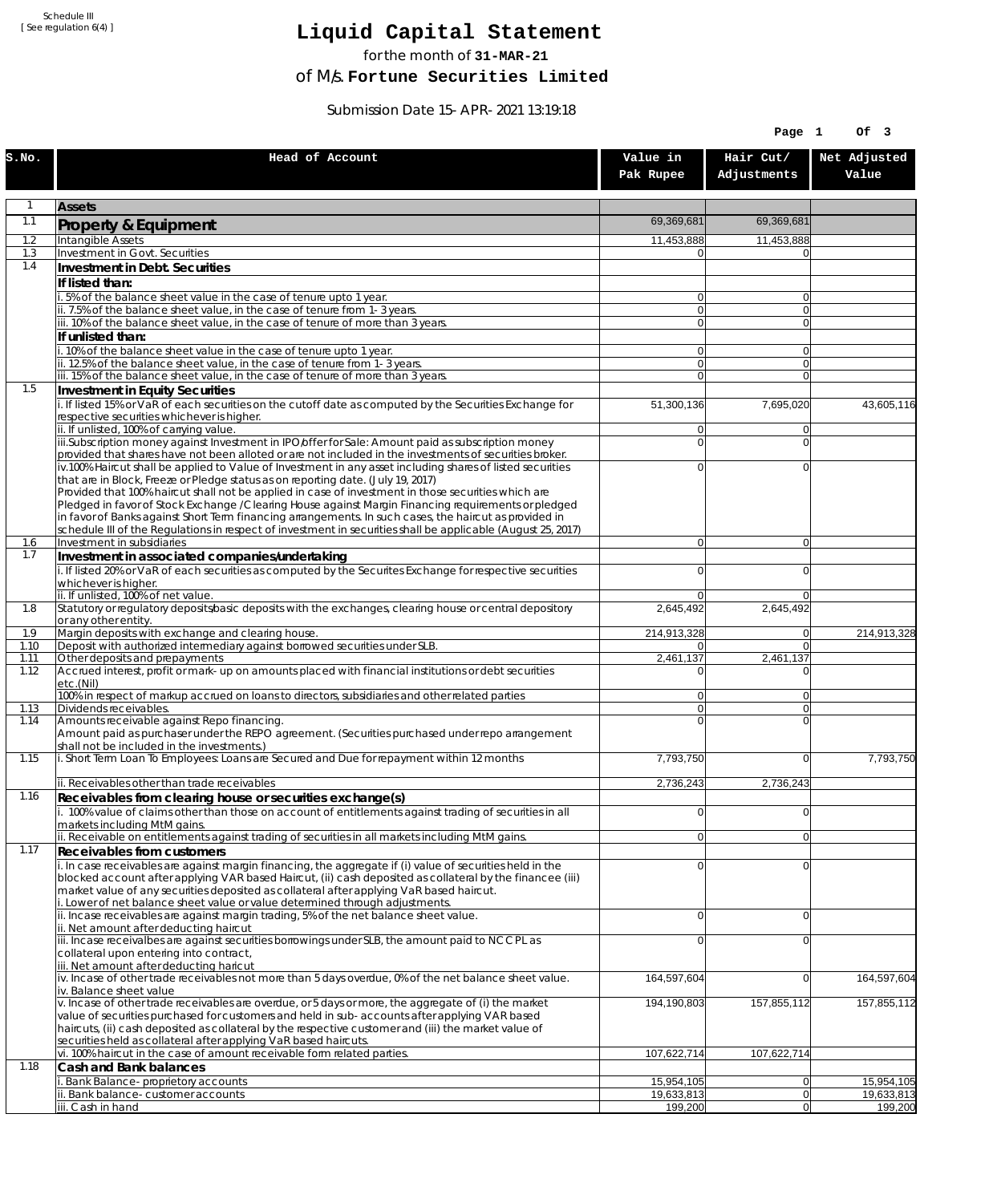Schedule III
[ See regulation 6(4) ]

# Liquid Capital Statement

for the month of **31-MAR-21**

of M/s. **Fortune Securities Limited**

Submission Date 15-APR-2021 13:19:18

| S.No. | Head of Account | Value in Pak Rupee | Hair Cut/ Adjustments | Net Adjusted Value |
|---|---|---|---|---|
| 1 | **Assets** | | | |
| 1.1 | **Property & Equipment** | 69,369,681 | 69,369,681 | |
| 1.2 | Intangible Assets | 11,453,888 | 11,453,888 | |
| 1.3 | Investment in Govt. Securities | 0 | 0 | |
| 1.4 | **Investment in Debt. Securities** | | | |
| | **If listed than:** | | | |
| | i. 5% of the balance sheet value in the case of tenure upto 1 year. | 0 | 0 | |
| | ii. 7.5% of the balance sheet value, in the case of tenure from 1-3 years. | 0 | 0 | |
| | iii. 10% of the balance sheet value, in the case of tenure of more than 3 years. | 0 | 0 | |
| | **If unlisted than:** | | | |
| | i. 10% of the balance sheet value in the case of tenure upto 1 year. | 0 | 0 | |
| | ii. 12.5% of the balance sheet value, in the case of tenure from 1-3 years. | 0 | 0 | |
| | iii. 15% of the balance sheet value, in the case of tenure of more than 3 years. | 0 | 0 | |
| 1.5 | **Investment in Equity Securities** | | | |
| | i. If listed 15% or VaR of each securities on the cutoff date as computed by the Securities Exchange for respective securities whichever is higher. | 51,300,136 | 7,695,020 | 43,605,116 |
| | ii. If unlisted, 100% of carrying value. | 0 | 0 | |
| | iii.Subscription money against Investment in IPO/offer for Sale: Amount paid as subscription money provided that shares have not been alloted or are not included in the investments of securities broker. | 0 | 0 | |
| | iv.100% Haircut shall be applied to Value of Investment in any asset including shares of listed securities that are in Block, Freeze or Pledge status as on reporting date. (July 19, 2017) Provided that 100% haircut shall not be applied in case of investment in those securities which are Pledged in favor of Stock Exchange / Clearing House against Margin Financing requirements or pledged in favor of Banks against Short Term financing arrangements. In such cases, the haircut as provided in schedule III of the Regulations in respect of investment in securities shall be applicable (August 25, 2017) | 0 | 0 | |
| 1.6 | Investment in subsidiaries | 0 | 0 | |
| 1.7 | **Investment in associated companies/undertaking** | | | |
| | i. If listed 20% or VaR of each securities as computed by the Securites Exchange for respective securities whichever is higher. | 0 | 0 | |
| | ii. If unlisted, 100% of net value. | 0 | 0 | |
| 1.8 | Statutory or regulatory deposits/basic deposits with the exchanges, clearing house or central depository or any other entity. | 2,645,492 | 2,645,492 | |
| 1.9 | Margin deposits with exchange and clearing house. | 214,913,328 | 0 | 214,913,328 |
| 1.10 | Deposit with authorized intermediary against borrowed securities under SLB. | 0 | 0 | |
| 1.11 | Other deposits and prepayments | 2,461,137 | 2,461,137 | |
| 1.12 | Accrued interest, profit or mark-up on amounts placed with financial institutions or debt securities etc.(Nil) | 0 | 0 | |
| | 100% in respect of markup accrued on loans to directors, subsidiaries and other related parties | 0 | 0 | |
| 1.13 | Dividends receivables. | 0 | 0 | |
| 1.14 | Amounts receivable against Repo financing. Amount paid as purchaser under the REPO agreement. (Securities purchased under repo arrangement shall not be included in the investments.) | 0 | 0 | |
| 1.15 | i. Short Term Loan To Employees: Loans are Secured and Due for repayment within 12 months | 7,793,750 | 0 | 7,793,750 |
| | ii. Receivables other than trade receivables | 2,736,243 | 2,736,243 | |
| 1.16 | **Receivables from clearing house or securities exchange(s)** | | | |
| | i. 100% value of claims other than those on account of entitlements against trading of securities in all markets including MtM gains. | 0 | 0 | |
| | ii. Receivable on entitlements against trading of securities in all markets including MtM gains. | 0 | 0 | |
| 1.17 | **Receivables from customers** | | | |
| | i. In case receivables are against margin financing, the aggregate if (i) value of securities held in the blocked account after applying VAR based Haircut, (ii) cash deposited as collateral by the financee (iii) market value of any securities deposited as collateral after applying VaR based haircut. i. Lower of net balance sheet value or value determined through adjustments. | 0 | 0 | |
| | ii. Incase receivables are against margin trading, 5% of the net balance sheet value. ii. Net amount after deducting haircut | 0 | 0 | |
| | iii. Incase receivalbes are against securities borrowings under SLB, the amount paid to NCCPL as collateral upon entering into contract, iii. Net amount after deducting haricut | 0 | 0 | |
| | iv. Incase of other trade receivables not more than 5 days overdue, 0% of the net balance sheet value. iv. Balance sheet value | 164,597,604 | 0 | 164,597,604 |
| | v. Incase of other trade receivables are overdue, or 5 days or more, the aggregate of (i) the market value of securities purchased for customers and held in sub-accounts after applying VAR based haircuts, (ii) cash deposited as collateral by the respective customer and (iii) the market value of securities held as collateral after applying VaR based haircuts. | 194,190,803 | 157,855,112 | 157,855,112 |
| | vi. 100% haircut in the case of amount receivable form related parties. | 107,622,714 | 107,622,714 | |
| 1.18 | **Cash and Bank balances** | | | |
| | i. Bank Balance-proprietory accounts | 15,954,105 | 0 | 15,954,105 |
| | ii. Bank balance-customer accounts | 19,633,813 | 0 | 19,633,813 |
| | iii. Cash in hand | 199,200 | 0 | 199,200 |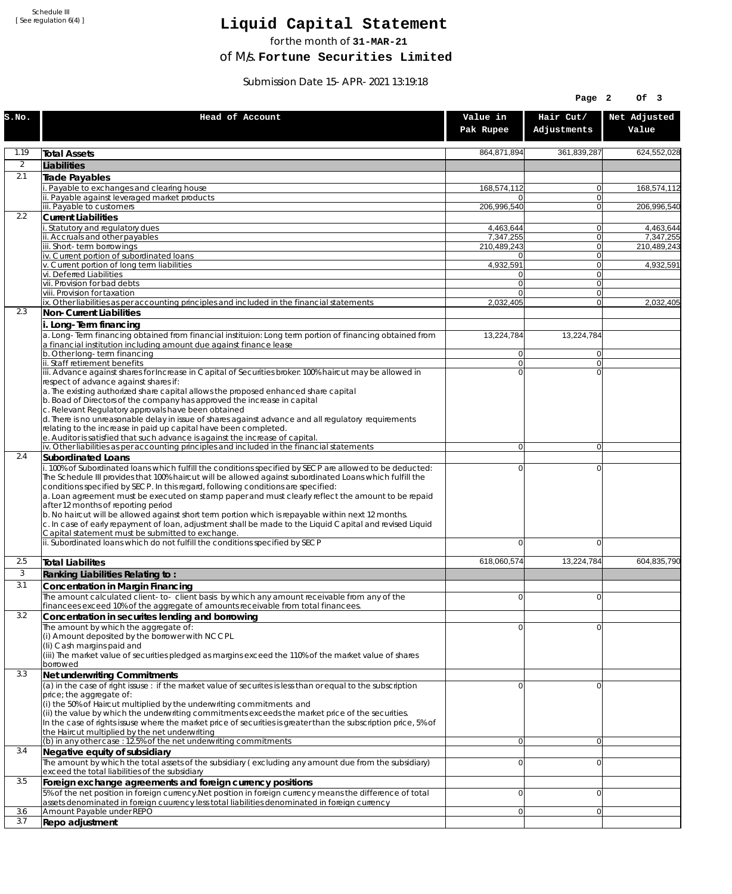Schedule III
[ See regulation 6(4) ]

# Liquid Capital Statement

for the month of **31-MAR-21**

of M/s. **Fortune Securities Limited**

Submission Date 15-APR-2021 13:19:18

| S.No. | Head of Account | Value in Pak Rupee | Hair Cut/ Adjustments | Net Adjusted Value |
|---|---|---|---|---|
| 1.19 | **Total Assets** | 864,871,894 | 361,839,287 | 624,552,028 |
| 2 | **Liabilities** | | | |
| 2.1 | **Trade Payables** | | | |
| | i. Payable to exchanges and clearing house | 168,574,112 | 0 | 168,574,112 |
| | ii. Payable against leveraged market products | 0 | 0 | |
| | iii. Payable to customers | 206,996,540 | 0 | 206,996,540 |
| 2.2 | **Current Liabilities** | | | |
| | i. Statutory and regulatory dues | 4,463,644 | 0 | 4,463,644 |
| | ii. Accruals and other payables | 7,347,255 | 0 | 7,347,255 |
| | iii. Short-term borrowings | 210,489,243 | 0 | 210,489,243 |
| | iv. Current portion of subordinated loans | 0 | 0 | |
| | v. Current portion of long term liabilities | 4,932,591 | 0 | 4,932,591 |
| | vi. Deferred Liabilities | 0 | 0 | |
| | vii. Provision for bad debts | 0 | 0 | |
| | viii. Provision for taxation | 0 | 0 | |
| | ix. Other liabilities as per accounting principles and included in the financial statements | 2,032,405 | 0 | 2,032,405 |
| 2.3 | **Non-Current Liabilities** | | | |
| | **i. Long-Term financing** | | | |
| | a. Long-Term financing obtained from financial instituion: Long term portion of financing obtained from a financial institution including amount due against finance lease | 13,224,784 | 13,224,784 | |
| | b. Other long-term financing | 0 | 0 | |
| | ii. Staff retirement benefits | 0 | 0 | |
| | iii. Advance against shares for Increase in Capital of Securities broker: 100% haircut may be allowed in respect of advance against shares if:<br>a. The existing authorized share capital allows the proposed enhanced share capital<br>b. Boad of Directors of the company has approved the increase in capital<br>c. Relevant Regulatory approvals have been obtained<br>d. There is no unreasonable delay in issue of shares against advance and all regulatory requirements relating to the increase in paid up capital have been completed.<br>e. Auditor is satisfied that such advance is against the increase of capital. | 0 | 0 | |
| | iv. Other liabilities as per accounting principles and included in the financial statements | 0 | 0 | |
| 2.4 | **Subordinated Loans** | | | |
| | i. 100% of Subordinated loans which fulfill the conditions specified by SECP are allowed to be deducted: The Schedule III provides that 100% haircut will be allowed against subordinated Loans which fulfill the conditions specified by SECP. In this regard, following conditions are specified:<br>a. Loan agreement must be executed on stamp paper and must clearly reflect the amount to be repaid after 12 months of reporting period<br>b. No haircut will be allowed against short term portion which is repayable within next 12 months.<br>c. In case of early repayment of loan, adjustment shall be made to the Liquid Capital and revised Liquid Capital statement must be submitted to exchange. | 0 | 0 | |
| | ii. Subordinated loans which do not fulfill the conditions specified by SECP | 0 | 0 | |
| 2.5 | **Total Liabilites** | 618,060,574 | 13,224,784 | 604,835,790 |
| 3 | **Ranking Liabilities Relating to :** | | | |
| 3.1 | **Concentration in Margin Financing** | | | |
| | The amount calculated client-to- client basis by which any amount receivable from any of the financees exceed 10% of the aggregate of amounts receivable from total financees. | 0 | 0 | |
| 3.2 | **Concentration in securites lending and borrowing** | | | |
| | The amount by which the aggregate of:<br>(i) Amount deposited by the borrower with NCCPL<br>(Ii) Cash margins paid and<br>(iii) The market value of securities pledged as margins exceed the 110% of the market value of shares borrowed | 0 | 0 | |
| 3.3 | **Net underwriting Commitments** | | | |
| | (a) in the case of right issuse : if the market value of securites is less than or equal to the subscription price; the aggregate of:<br>(i) the 50% of Haircut multiplied by the underwriting commitments and<br>(ii) the value by which the underwriting commitments exceeds the market price of the securities.<br>In the case of rights issuse where the market price of securities is greater than the subscription price, 5% of the Haircut multiplied by the net underwriting | 0 | 0 | |
| | (b) in any other case : 12.5% of the net underwriting commitments | 0 | 0 | |
| 3.4 | **Negative equity of subsidiary** | | | |
| | The amount by which the total assets of the subsidiary ( excluding any amount due from the subsidiary) exceed the total liabilities of the subsidiary | 0 | 0 | |
| 3.5 | **Foreign exchange agreements and foreign currency positions** | | | |
| | 5% of the net position in foreign currency.Net position in foreign currency means the difference of total assets denominated in foreign cuurency less total liabilities denominated in foreign currency | 0 | 0 | |
| 3.6 | Amount Payable under REPO | 0 | 0 | |
| 3.7 | **Repo adjustment** | | | |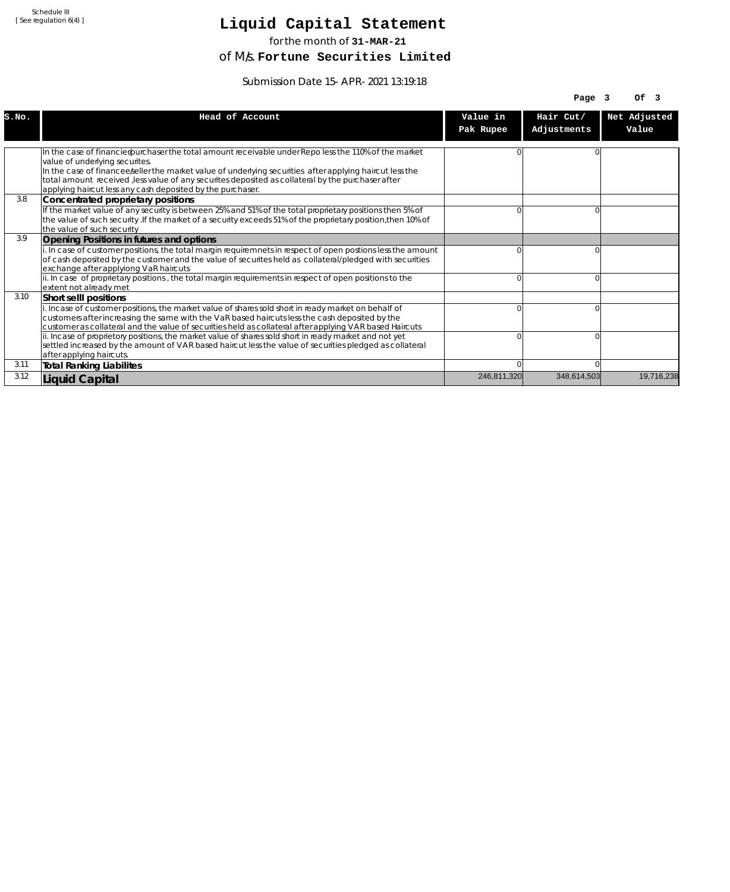Schedule III
[ See regulation 6(4) ]

# Liquid Capital Statement

for the month of **31-MAR-21**

of M/s. **Fortune Securities Limited**

Submission Date 15-APR-2021 13:19:18

| S.No. | Head of Account | Value in Pak Rupee | Hair Cut/ Adjustments | Net Adjusted Value |
|---|---|---|---|---|
| | In the case of financier/purchaser the total amount receivable under Repo less the 110% of the market value of underlying securities.<br>In the case of financee/seller the market value of underlying securities after applying haircut less the total amount received ,less value of any securites deposited as collateral by the purchaser after applying haircut less any cash deposited by the purchaser. | 0 | 0 | |
| 3.8 | **Concentrated proprietary positions** | | | |
| | If the market value of any security is between 25% and 51% of the total proprietary positions then 5% of the value of such security .If the market of a security exceeds 51% of the proprietary position,then 10% of the value of such security | 0 | 0 | |
| 3.9 | **Opening Positions in futures and options** | | | |
| | i. In case of customer positions, the total margin requiremnets in respect of open postions less the amount of cash deposited by the customer and the value of securites held as collateral/pledged with securities exchange after applyiong VaR haircuts | 0 | 0 | |
| | ii. In case of proprietary positions , the total margin requirements in respect of open positions to the extent not already met | 0 | 0 | |
| 3.10 | **Short selll positions** | | | |
| | i. Incase of customer positions, the market value of shares sold short in ready market on behalf of customers after increasing the same with the VaR based haircuts less the cash deposited by the customer as collateral and the value of securities held as collateral after applying VAR based Haircuts | 0 | 0 | |
| | ii. Incase of proprietory positions, the market value of shares sold short in ready market and not yet settled increased by the amount of VAR based haircut less the value of securities pledged as collateral after applying haircuts. | 0 | 0 | |
| 3.11 | **Total Ranking Liabilites** | 0 | 0 | |
| 3.12 | **Liquid Capital** | 246,811,320 | 348,614,503 | 19,716,238 |